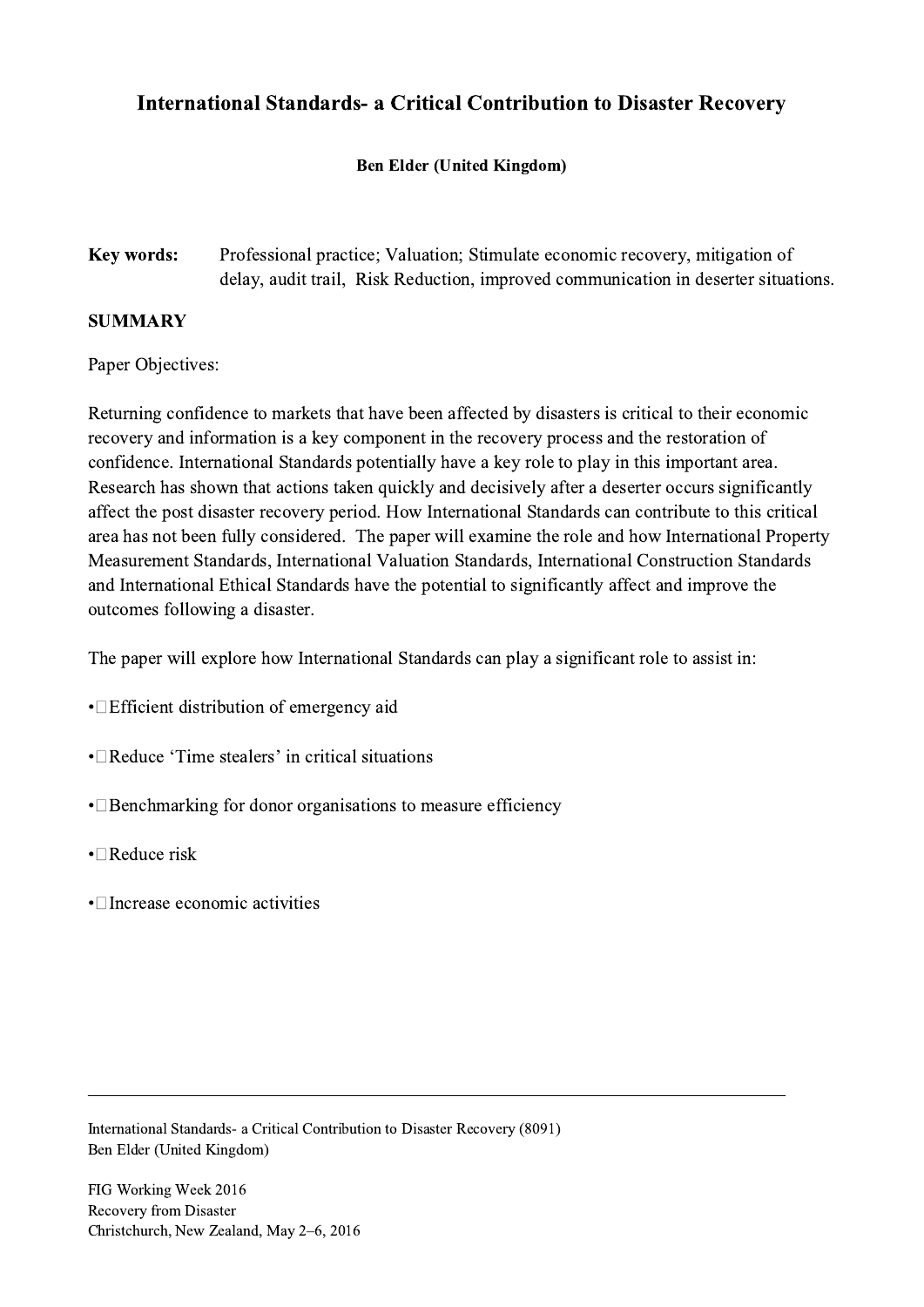# International Standards- a Critical Contribution to Disaster Recovery

**Ben Elder (United Kingdom)**

**Key words:** Professional practice; Valuation; Stimulate economic recovery, mitigation of delay, audit trail, Risk Reduction, improved communication in deserter situations.

## SUMMARY

Paper Objectives:

Returning confidence to markets that have been affected by disasters is critical to their economic recovery and information is a key component in the recovery process and the restoration of confidence. International Standards potentially have a key role to play in this important area. Research has shown that actions taken quickly and decisively after a deserter occurs significantly affect the post disaster recovery period. How International Standards can contribute to this critical area has not been fully considered. The paper will examine the role and how International Property Measurement Standards, International Valuation Standards, International Construction Standards and International Ethical Standards have the potential to significantly affect and improve the outcomes following a disaster.

The paper will explore how International Standards can play a significant role to assist in:

- Efficient distribution of emergency aid
- Reduce 'Time stealers' in critical situations
- Benchmarking for donor organisations to measure efficiency
- Reduce risk
- Increase economic activities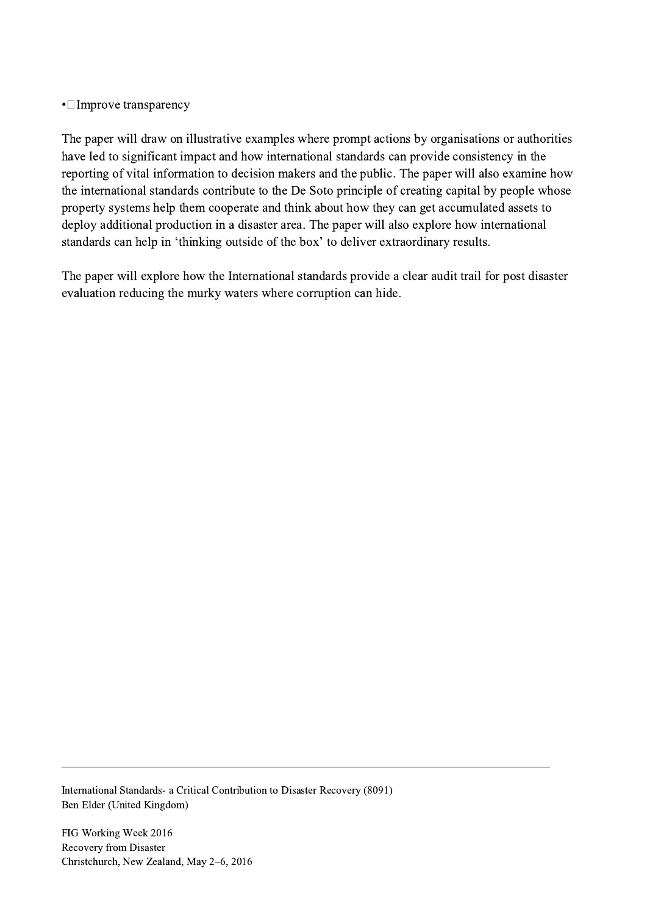- Improve transparency

The paper will draw on illustrative examples where prompt actions by organisations or authorities have led to significant impact and how international standards can provide consistency in the reporting of vital information to decision makers and the public. The paper will also examine how the international standards contribute to the De Soto principle of creating capital by people whose property systems help them cooperate and think about how they can get accumulated assets to deploy additional production in a disaster area. The paper will also explore how international standards can help in 'thinking outside of the box' to deliver extraordinary results.

The paper will explore how the International standards provide a clear audit trail for post disaster evaluation reducing the murky waters where corruption can hide.